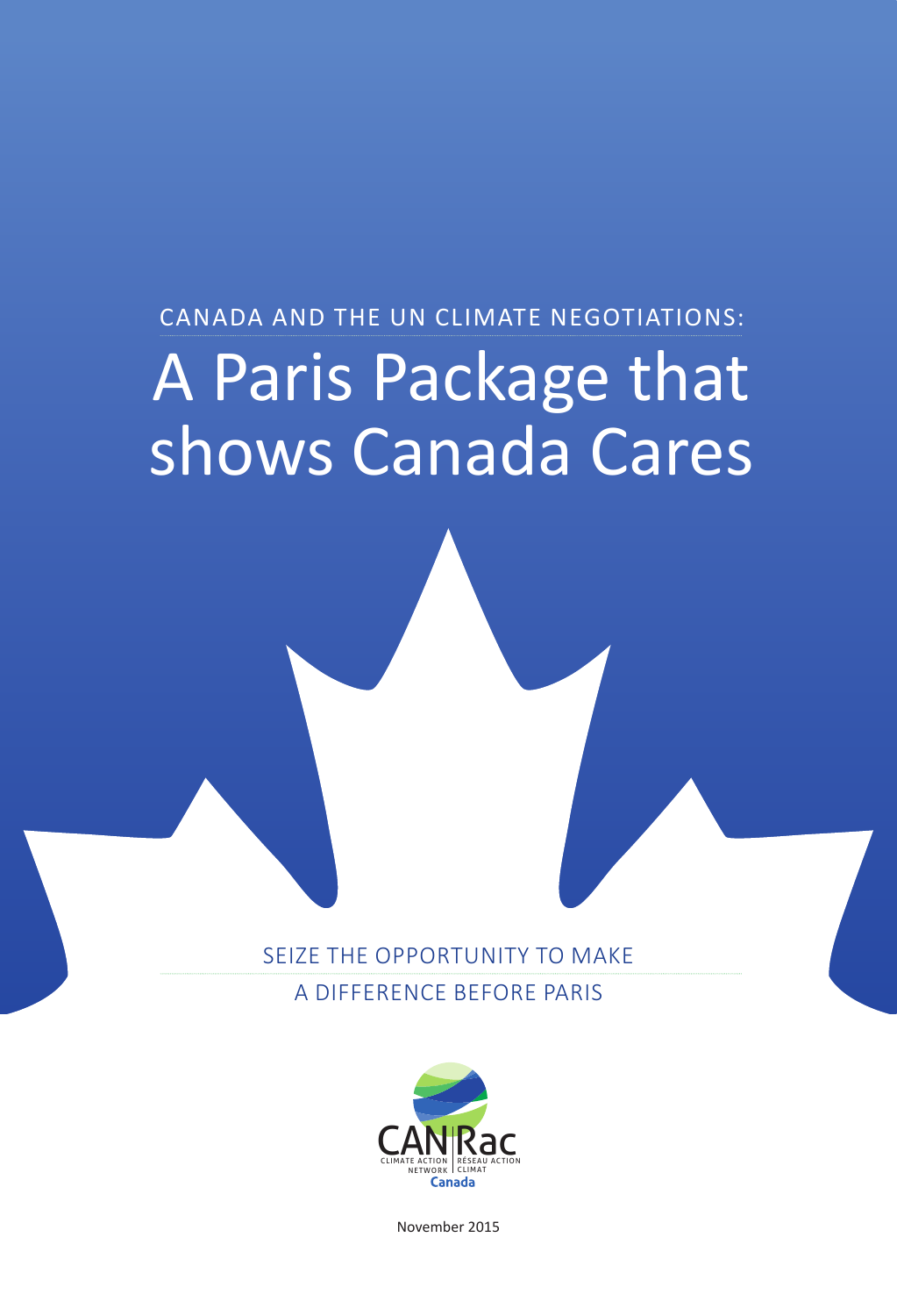CANADA AND THE UN CLIMATE NEGOTIATIONS:

# A Paris Package that shows Canada Cares

SEIZE THE OPPORTUNITY TO MAKE A DIFFERENCE BEFORE PARIS

CAN Rac
CLIMATE ACTION NETWORK | RÉSEAU ACTION CLIMAT
Canada

November 2015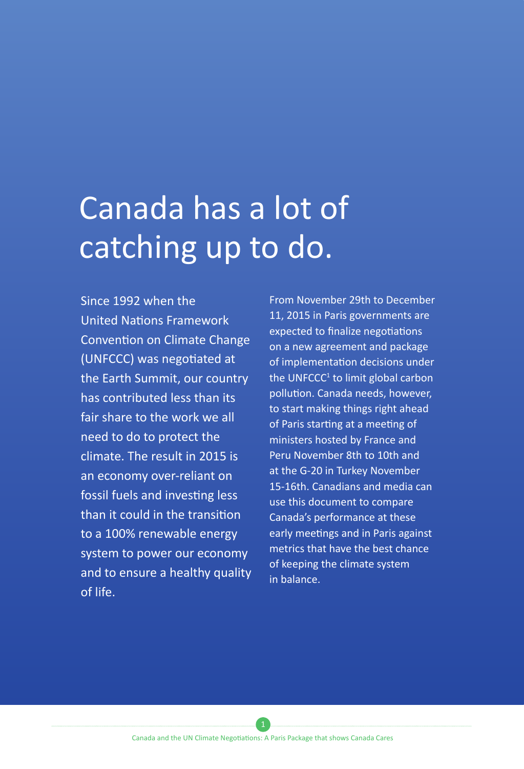# Canada has a lot of catching up to do.

Since 1992 when the United Nations Framework Convention on Climate Change (UNFCCC) was negotiated at the Earth Summit, our country has contributed less than its fair share to the work we all need to do to protect the climate. The result in 2015 is an economy over-reliant on fossil fuels and investing less than it could in the transition to a 100% renewable energy system to power our economy and to ensure a healthy quality of life.

From November 29th to December 11, 2015 in Paris governments are expected to finalize negotiations on a new agreement and package of implementation decisions under the UNFCCC[1] to limit global carbon pollution. Canada needs, however, to start making things right ahead of Paris starting at a meeting of ministers hosted by France and Peru November 8th to 10th and at the G-20 in Turkey November 15-16th. Canadians and media can use this document to compare Canada's performance at these early meetings and in Paris against metrics that have the best chance of keeping the climate system in balance.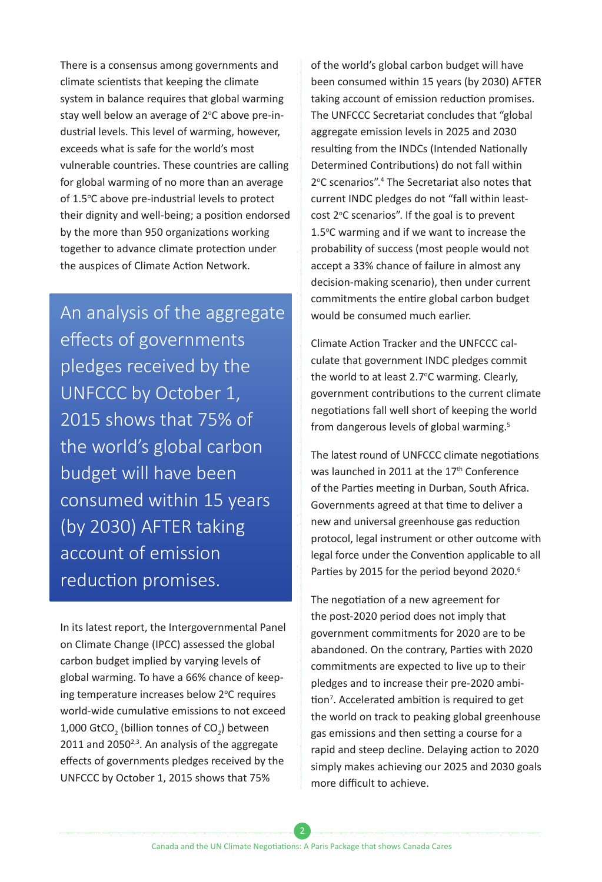There is a consensus among governments and climate scientists that keeping the climate system in balance requires that global warming stay well below an average of 2°C above pre-industrial levels. This level of warming, however, exceeds what is safe for the world's most vulnerable countries. These countries are calling for global warming of no more than an average of 1.5°C above pre-industrial levels to protect their dignity and well-being; a position endorsed by the more than 950 organizations working together to advance climate protection under the auspices of Climate Action Network.

> An analysis of the aggregate effects of governments pledges received by the UNFCCC by October 1, 2015 shows that 75% of the world's global carbon budget will have been consumed within 15 years (by 2030) AFTER taking account of emission reduction promises.

In its latest report, the Intergovernmental Panel on Climate Change (IPCC) assessed the global carbon budget implied by varying levels of global warming. To have a 66% chance of keeping temperature increases below 2°C requires world-wide cumulative emissions to not exceed 1,000 $GtCO_2$ (billion tonnes of $CO_2$) between 2011 and 2050[2,3]. An analysis of the aggregate effects of governments pledges received by the UNFCCC by October 1, 2015 shows that 75% of the world's global carbon budget will have been consumed within 15 years (by 2030) AFTER taking account of emission reduction promises. The UNFCCC Secretariat concludes that "global aggregate emission levels in 2025 and 2030 resulting from the INDCs (Intended Nationally Determined Contributions) do not fall within 2°C scenarios".[4] The Secretariat also notes that current INDC pledges do not "fall within least-cost 2°C scenarios". If the goal is to prevent 1.5°C warming and if we want to increase the probability of success (most people would not accept a 33% chance of failure in almost any decision-making scenario), then under current commitments the entire global carbon budget would be consumed much earlier.

Climate Action Tracker and the UNFCCC calculate that government INDC pledges commit the world to at least 2.7°C warming. Clearly, government contributions to the current climate negotiations fall well short of keeping the world from dangerous levels of global warming.[5]

The latest round of UNFCCC climate negotiations was launched in 2011 at the 17th Conference of the Parties meeting in Durban, South Africa. Governments agreed at that time to deliver a new and universal greenhouse gas reduction protocol, legal instrument or other outcome with legal force under the Convention applicable to all Parties by 2015 for the period beyond 2020.[6]

The negotiation of a new agreement for the post-2020 period does not imply that government commitments for 2020 are to be abandoned. On the contrary, Parties with 2020 commitments are expected to live up to their pledges and to increase their pre-2020 ambition[7]. Accelerated ambition is required to get the world on track to peaking global greenhouse gas emissions and then setting a course for a rapid and steep decline. Delaying action to 2020 simply makes achieving our 2025 and 2030 goals more difficult to achieve.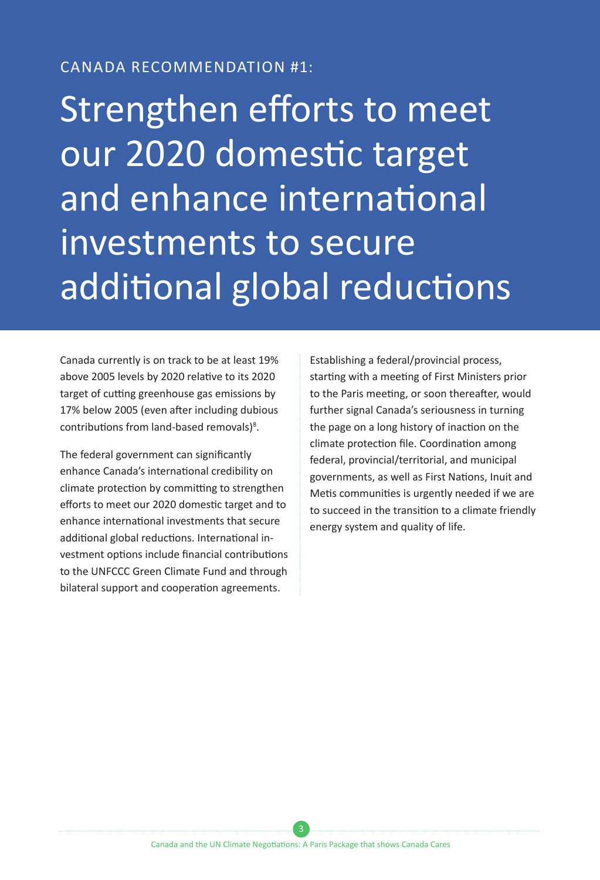CANADA RECOMMENDATION #1:

# Strengthen efforts to meet our 2020 domestic target and enhance international investments to secure additional global reductions

Canada currently is on track to be at least 19% above 2005 levels by 2020 relative to its 2020 target of cutting greenhouse gas emissions by 17% below 2005 (even after including dubious contributions from land-based removals)[8].

The federal government can significantly enhance Canada's international credibility on climate protection by committing to strengthen efforts to meet our 2020 domestic target and to enhance international investments that secure additional global reductions. International investment options include financial contributions to the UNFCCC Green Climate Fund and through bilateral support and cooperation agreements.

Establishing a federal/provincial process, starting with a meeting of First Ministers prior to the Paris meeting, or soon thereafter, would further signal Canada's seriousness in turning the page on a long history of inaction on the climate protection file. Coordination among federal, provincial/territorial, and municipal governments, as well as First Nations, Inuit and Metis communities is urgently needed if we are to succeed in the transition to a climate friendly energy system and quality of life.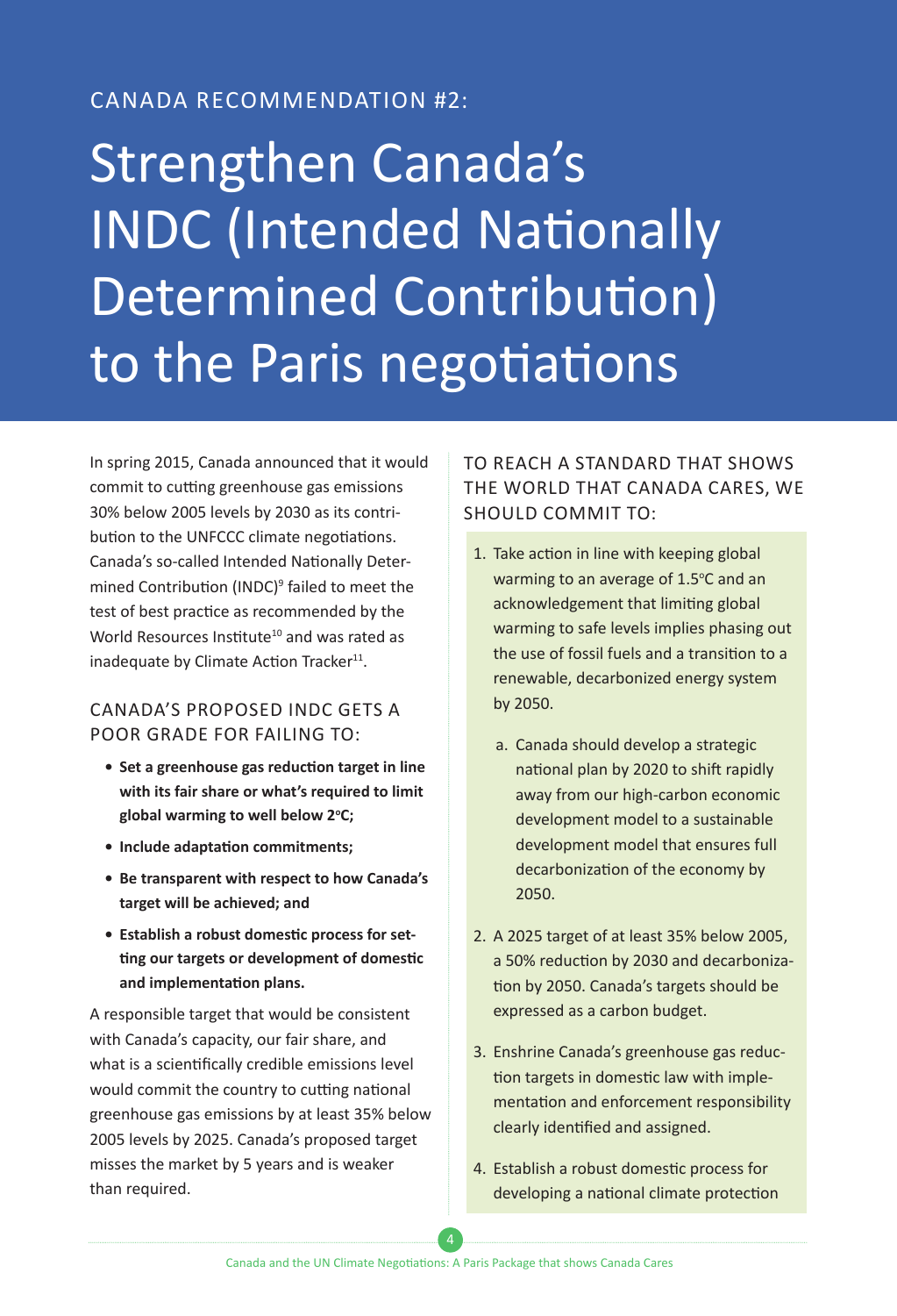CANADA RECOMMENDATION #2:

# Strengthen Canada's INDC (Intended Nationally Determined Contribution) to the Paris negotiations

In spring 2015, Canada announced that it would commit to cutting greenhouse gas emissions 30% below 2005 levels by 2030 as its contribution to the UNFCCC climate negotiations. Canada's so-called Intended Nationally Determined Contribution (INDC)[9] failed to meet the test of best practice as recommended by the World Resources Institute[10] and was rated as inadequate by Climate Action Tracker[11].

## CANADA'S PROPOSED INDC GETS A POOR GRADE FOR FAILING TO:

- **Set a greenhouse gas reduction target in line with its fair share or what's required to limit global warming to well below 2°C;**
- **Include adaptation commitments;**
- **Be transparent with respect to how Canada's target will be achieved; and**
- **Establish a robust domestic process for setting our targets or development of domestic and implementation plans.**

A responsible target that would be consistent with Canada's capacity, our fair share, and what is a scientifically credible emissions level would commit the country to cutting national greenhouse gas emissions by at least 35% below 2005 levels by 2025. Canada's proposed target misses the market by 5 years and is weaker than required.

## TO REACH A STANDARD THAT SHOWS THE WORLD THAT CANADA CARES, WE SHOULD COMMIT TO:

1. Take action in line with keeping global warming to an average of 1.5°C and an acknowledgement that limiting global warming to safe levels implies phasing out the use of fossil fuels and a transition to a renewable, decarbonized energy system by 2050.
   a. Canada should develop a strategic national plan by 2020 to shift rapidly away from our high-carbon economic development model to a sustainable development model that ensures full decarbonization of the economy by 2050.
2. A 2025 target of at least 35% below 2005, a 50% reduction by 2030 and decarbonization by 2050. Canada's targets should be expressed as a carbon budget.
3. Enshrine Canada's greenhouse gas reduction targets in domestic law with implementation and enforcement responsibility clearly identified and assigned.
4. Establish a robust domestic process for developing a national climate protection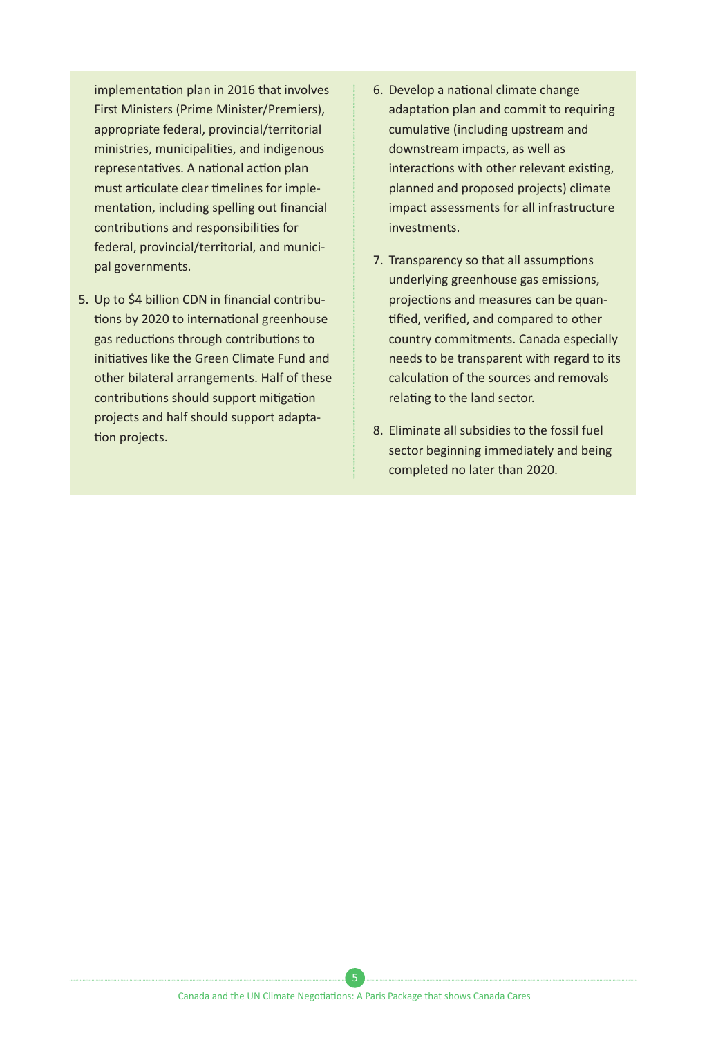implementation plan in 2016 that involves First Ministers (Prime Minister/Premiers), appropriate federal, provincial/territorial ministries, municipalities, and indigenous representatives. A national action plan must articulate clear timelines for implementation, including spelling out financial contributions and responsibilities for federal, provincial/territorial, and municipal governments.

5. Up to $4 billion CDN in financial contributions by 2020 to international greenhouse gas reductions through contributions to initiatives like the Green Climate Fund and other bilateral arrangements. Half of these contributions should support mitigation projects and half should support adaptation projects.

6. Develop a national climate change adaptation plan and commit to requiring cumulative (including upstream and downstream impacts, as well as interactions with other relevant existing, planned and proposed projects) climate impact assessments for all infrastructure investments.

7. Transparency so that all assumptions underlying greenhouse gas emissions, projections and measures can be quantified, verified, and compared to other country commitments. Canada especially needs to be transparent with regard to its calculation of the sources and removals relating to the land sector.

8. Eliminate all subsidies to the fossil fuel sector beginning immediately and being completed no later than 2020.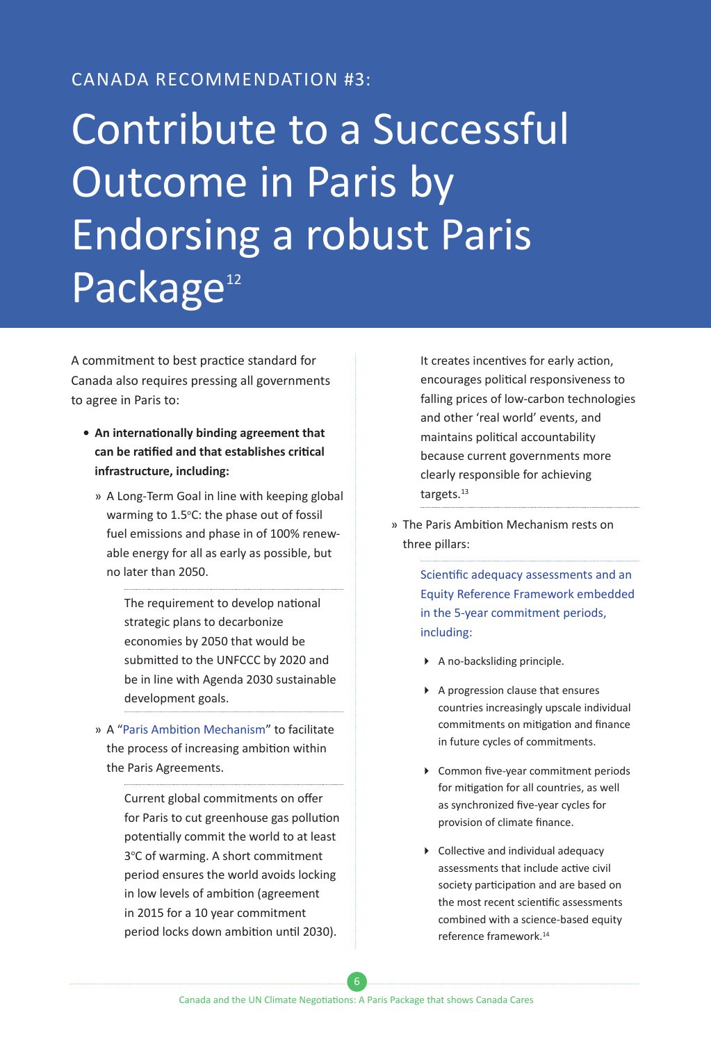CANADA RECOMMENDATION #3:

# Contribute to a Successful Outcome in Paris by Endorsing a robust Paris Package[12]

A commitment to best practice standard for Canada also requires pressing all governments to agree in Paris to:

- **An internationally binding agreement that can be ratified and that establishes critical infrastructure, including:**
  - » A Long-Term Goal in line with keeping global warming to 1.5°C: the phase out of fossil fuel emissions and phase in of 100% renewable energy for all as early as possible, but no later than 2050.

    The requirement to develop national strategic plans to decarbonize economies by 2050 that would be submitted to the UNFCCC by 2020 and be in line with Agenda 2030 sustainable development goals.

  - » A "Paris Ambition Mechanism" to facilitate the process of increasing ambition within the Paris Agreements.

    Current global commitments on offer for Paris to cut greenhouse gas pollution potentially commit the world to at least 3°C of warming. A short commitment period ensures the world avoids locking in low levels of ambition (agreement in 2015 for a 10 year commitment period locks down ambition until 2030). It creates incentives for early action, encourages political responsiveness to falling prices of low-carbon technologies and other 'real world' events, and maintains political accountability because current governments more clearly responsible for achieving targets.[13]

  - » The Paris Ambition Mechanism rests on three pillars:

    Scientific adequacy assessments and an Equity Reference Framework embedded in the 5-year commitment periods, including:

    - A no-backsliding principle.
    - A progression clause that ensures countries increasingly upscale individual commitments on mitigation and finance in future cycles of commitments.
    - Common five-year commitment periods for mitigation for all countries, as well as synchronized five-year cycles for provision of climate finance.
    - Collective and individual adequacy assessments that include active civil society participation and are based on the most recent scientific assessments combined with a science-based equity reference framework.[14]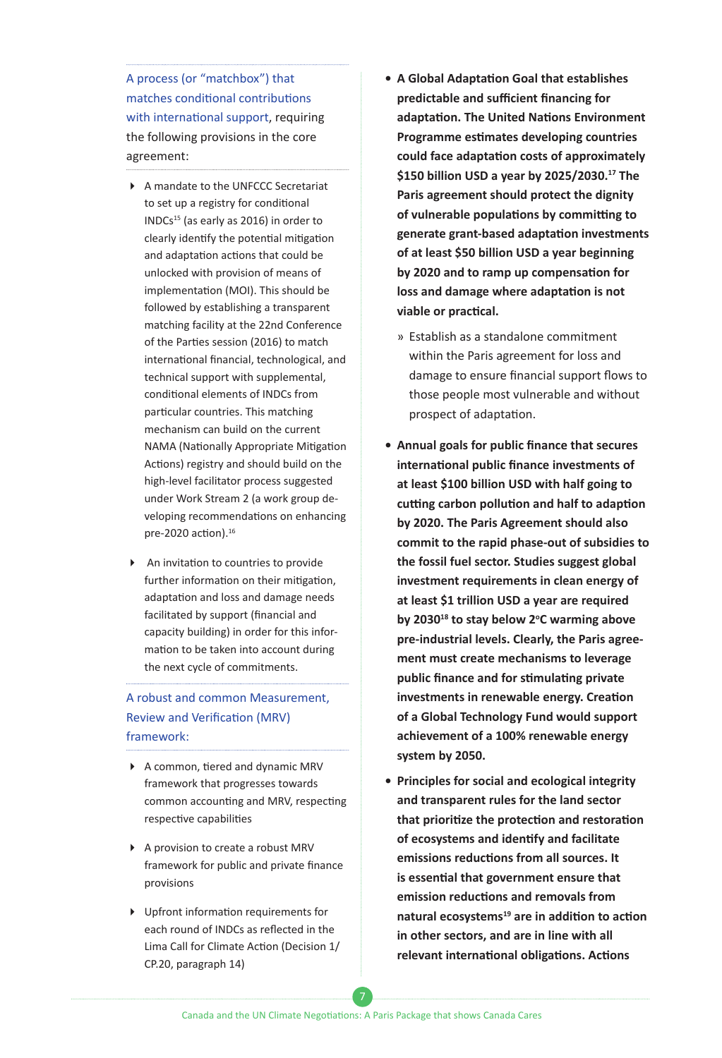A process (or "matchbox") that matches conditional contributions with international support, requiring the following provisions in the core agreement:

- A mandate to the UNFCCC Secretariat to set up a registry for conditional INDCs[15] (as early as 2016) in order to clearly identify the potential mitigation and adaptation actions that could be unlocked with provision of means of implementation (MOI). This should be followed by establishing a transparent matching facility at the 22nd Conference of the Parties session (2016) to match international financial, technological, and technical support with supplemental, conditional elements of INDCs from particular countries. This matching mechanism can build on the current NAMA (Nationally Appropriate Mitigation Actions) registry and should build on the high-level facilitator process suggested under Work Stream 2 (a work group developing recommendations on enhancing pre-2020 action).[16]
- An invitation to countries to provide further information on their mitigation, adaptation and loss and damage needs facilitated by support (financial and capacity building) in order for this information to be taken into account during the next cycle of commitments.

A robust and common Measurement, Review and Verification (MRV) framework:

- A common, tiered and dynamic MRV framework that progresses towards common accounting and MRV, respecting respective capabilities
- A provision to create a robust MRV framework for public and private finance provisions
- Upfront information requirements for each round of INDCs as reflected in the Lima Call for Climate Action (Decision 1/CP.20, paragraph 14)

- **A Global Adaptation Goal that establishes predictable and sufficient financing for adaptation. The United Nations Environment Programme estimates developing countries could face adaptation costs of approximately $150 billion USD a year by 2025/2030.[17] The Paris agreement should protect the dignity of vulnerable populations by committing to generate grant-based adaptation investments of at least $50 billion USD a year beginning by 2020 and to ramp up compensation for loss and damage where adaptation is not viable or practical.**
  - » Establish as a standalone commitment within the Paris agreement for loss and damage to ensure financial support flows to those people most vulnerable and without prospect of adaptation.
- **Annual goals for public finance that secures international public finance investments of at least $100 billion USD with half going to cutting carbon pollution and half to adaption by 2020. The Paris Agreement should also commit to the rapid phase-out of subsidies to the fossil fuel sector. Studies suggest global investment requirements in clean energy of at least $1 trillion USD a year are required by 2030[18] to stay below 2°C warming above pre-industrial levels. Clearly, the Paris agreement must create mechanisms to leverage public finance and for stimulating private investments in renewable energy. Creation of a Global Technology Fund would support achievement of a 100% renewable energy system by 2050.**
- **Principles for social and ecological integrity and transparent rules for the land sector that prioritize the protection and restoration of ecosystems and identify and facilitate emissions reductions from all sources. It is essential that government ensure that emission reductions and removals from natural ecosystems[19] are in addition to action in other sectors, and are in line with all relevant international obligations. Actions**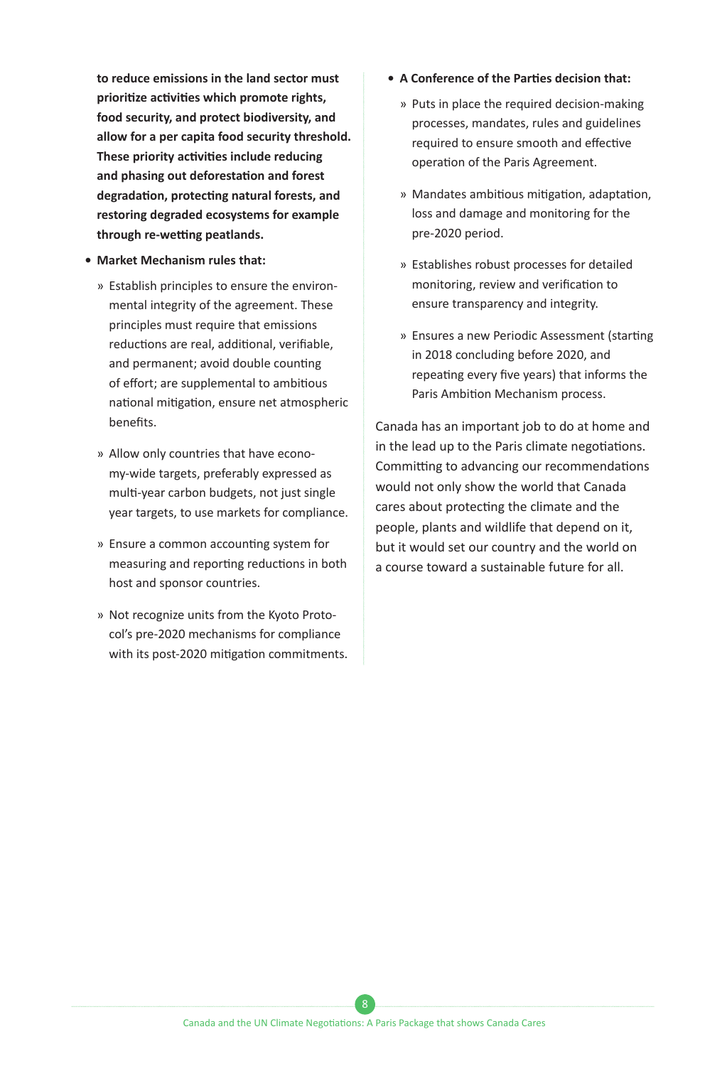**to reduce emissions in the land sector must prioritize activities which promote rights, food security, and protect biodiversity, and allow for a per capita food security threshold. These priority activities include reducing and phasing out deforestation and forest degradation, protecting natural forests, and restoring degraded ecosystems for example through re-wetting peatlands.**

- **Market Mechanism rules that:**
  - » Establish principles to ensure the environmental integrity of the agreement. These principles must require that emissions reductions are real, additional, verifiable, and permanent; avoid double counting of effort; are supplemental to ambitious national mitigation, ensure net atmospheric benefits.
  - » Allow only countries that have economy-wide targets, preferably expressed as multi-year carbon budgets, not just single year targets, to use markets for compliance.
  - » Ensure a common accounting system for measuring and reporting reductions in both host and sponsor countries.
  - » Not recognize units from the Kyoto Protocol's pre-2020 mechanisms for compliance with its post-2020 mitigation commitments.
- **A Conference of the Parties decision that:**
  - » Puts in place the required decision-making processes, mandates, rules and guidelines required to ensure smooth and effective operation of the Paris Agreement.
  - » Mandates ambitious mitigation, adaptation, loss and damage and monitoring for the pre-2020 period.
  - » Establishes robust processes for detailed monitoring, review and verification to ensure transparency and integrity.
  - » Ensures a new Periodic Assessment (starting in 2018 concluding before 2020, and repeating every five years) that informs the Paris Ambition Mechanism process.

Canada has an important job to do at home and in the lead up to the Paris climate negotiations. Committing to advancing our recommendations would not only show the world that Canada cares about protecting the climate and the people, plants and wildlife that depend on it, but it would set our country and the world on a course toward a sustainable future for all.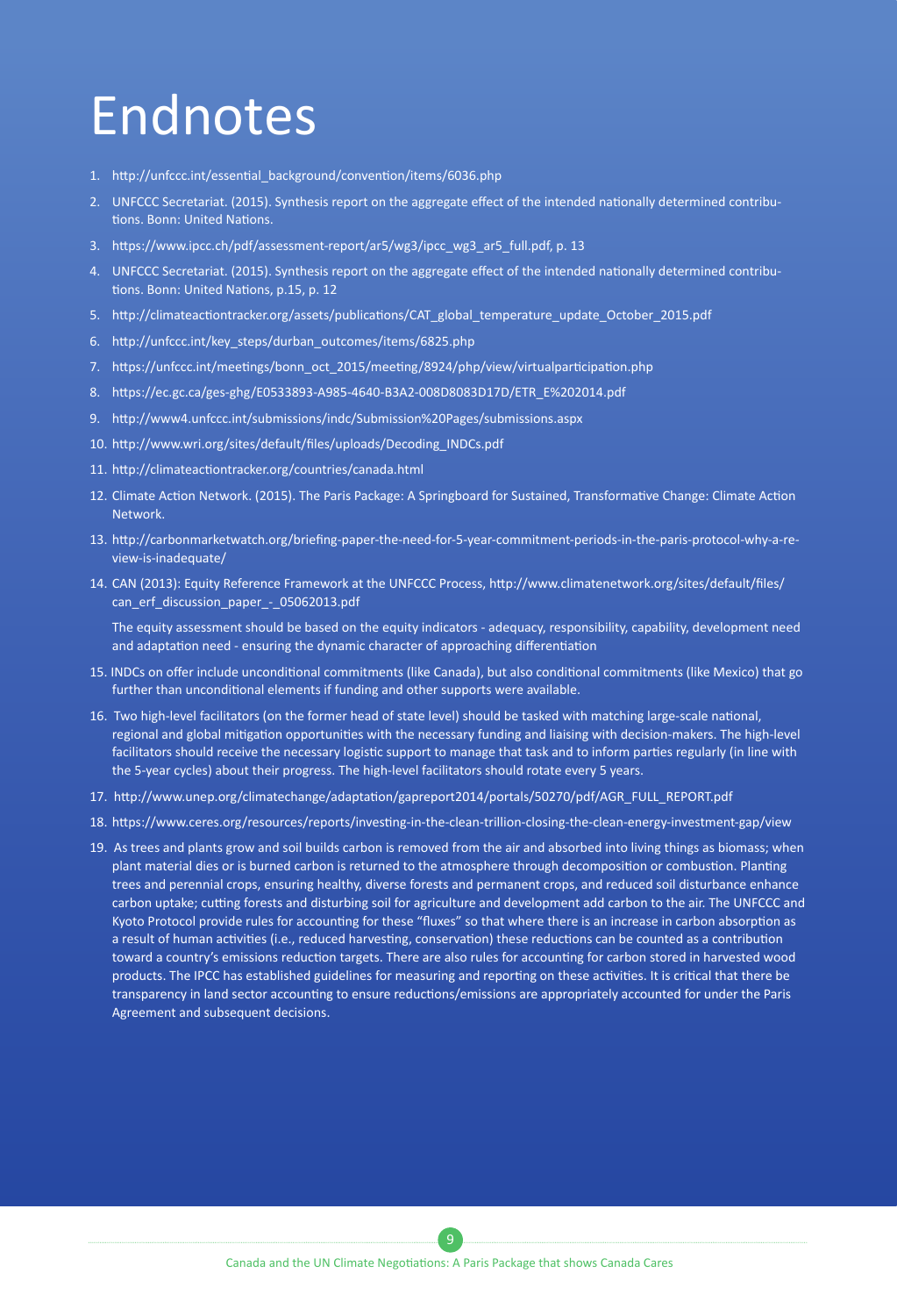# Endnotes

1. http://unfccc.int/essential_background/convention/items/6036.php
2. UNFCCC Secretariat. (2015). Synthesis report on the aggregate effect of the intended nationally determined contributions. Bonn: United Nations.
3. https://www.ipcc.ch/pdf/assessment-report/ar5/wg3/ipcc_wg3_ar5_full.pdf, p. 13
4. UNFCCC Secretariat. (2015). Synthesis report on the aggregate effect of the intended nationally determined contributions. Bonn: United Nations, p.15, p. 12
5. http://climateactiontracker.org/assets/publications/CAT_global_temperature_update_October_2015.pdf
6. http://unfccc.int/key_steps/durban_outcomes/items/6825.php
7. https://unfccc.int/meetings/bonn_oct_2015/meeting/8924/php/view/virtualparticipation.php
8. https://ec.gc.ca/ges-ghg/E0533893-A985-4640-B3A2-008D8083D17D/ETR_E%202014.pdf
9. http://www4.unfccc.int/submissions/indc/Submission%20Pages/submissions.aspx
10. http://www.wri.org/sites/default/files/uploads/Decoding_INDCs.pdf
11. http://climateactiontracker.org/countries/canada.html
12. Climate Action Network. (2015). The Paris Package: A Springboard for Sustained, Transformative Change: Climate Action Network.
13. http://carbonmarketwatch.org/briefing-paper-the-need-for-5-year-commitment-periods-in-the-paris-protocol-why-a-review-is-inadequate/
14. CAN (2013): Equity Reference Framework at the UNFCCC Process, http://www.climatenetwork.org/sites/default/files/can_erf_discussion_paper_-_05062013.pdf

    The equity assessment should be based on the equity indicators - adequacy, responsibility, capability, development need and adaptation need - ensuring the dynamic character of approaching differentiation
15. INDCs on offer include unconditional commitments (like Canada), but also conditional commitments (like Mexico) that go further than unconditional elements if funding and other supports were available.
16. Two high-level facilitators (on the former head of state level) should be tasked with matching large-scale national, regional and global mitigation opportunities with the necessary funding and liaising with decision-makers. The high-level facilitators should receive the necessary logistic support to manage that task and to inform parties regularly (in line with the 5-year cycles) about their progress. The high-level facilitators should rotate every 5 years.
17. http://www.unep.org/climatechange/adaptation/gapreport2014/portals/50270/pdf/AGR_FULL_REPORT.pdf
18. https://www.ceres.org/resources/reports/investing-in-the-clean-trillion-closing-the-clean-energy-investment-gap/view
19. As trees and plants grow and soil builds carbon is removed from the air and absorbed into living things as biomass; when plant material dies or is burned carbon is returned to the atmosphere through decomposition or combustion. Planting trees and perennial crops, ensuring healthy, diverse forests and permanent crops, and reduced soil disturbance enhance carbon uptake; cutting forests and disturbing soil for agriculture and development add carbon to the air. The UNFCCC and Kyoto Protocol provide rules for accounting for these "fluxes" so that where there is an increase in carbon absorption as a result of human activities (i.e., reduced harvesting, conservation) these reductions can be counted as a contribution toward a country's emissions reduction targets. There are also rules for accounting for carbon stored in harvested wood products. The IPCC has established guidelines for measuring and reporting on these activities. It is critical that there be transparency in land sector accounting to ensure reductions/emissions are appropriately accounted for under the Paris Agreement and subsequent decisions.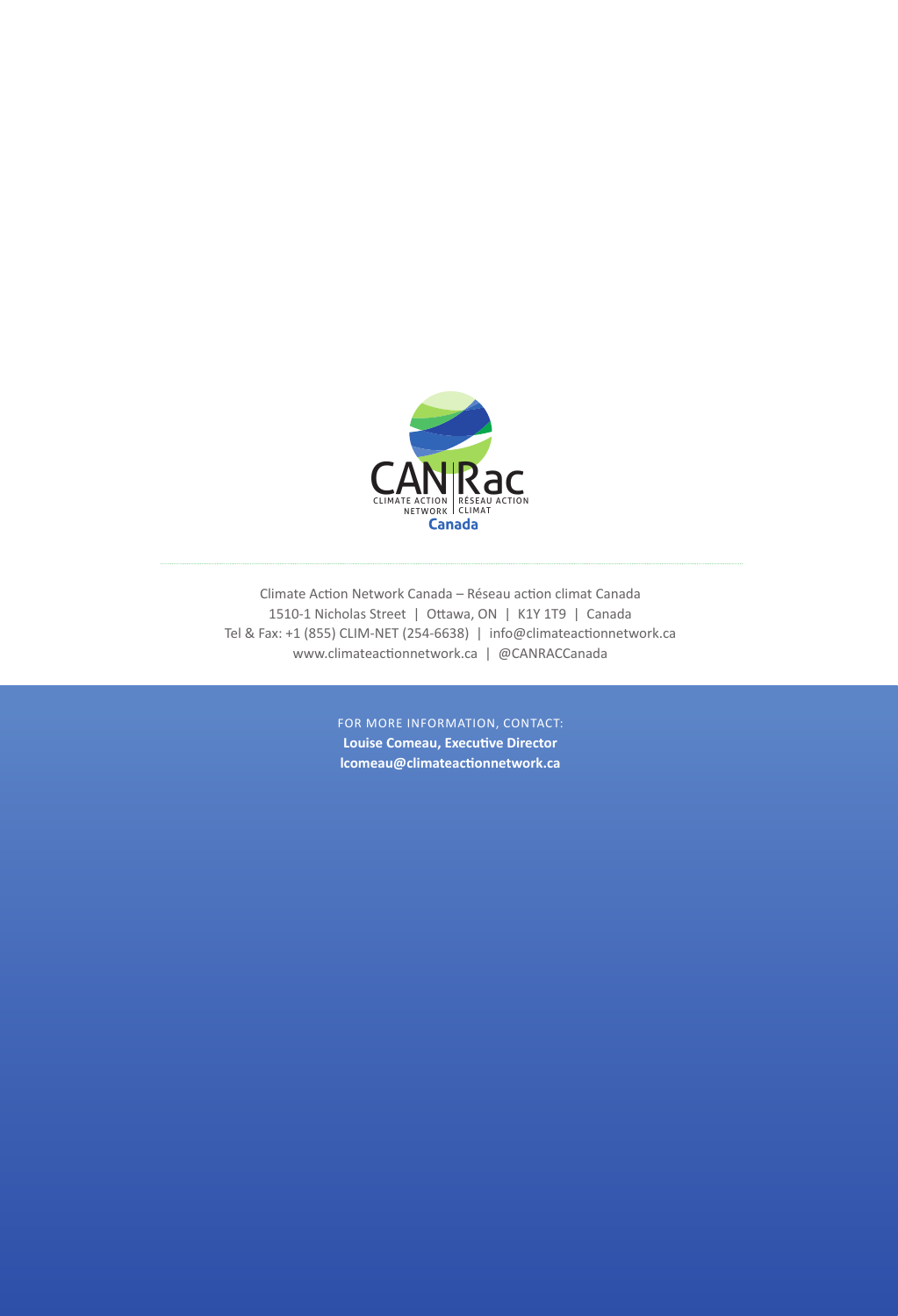CAN Rac
CLIMATE ACTION NETWORK | RÉSEAU ACTION CLIMAT
Canada

Climate Action Network Canada – Réseau action climat Canada
1510-1 Nicholas Street | Ottawa, ON | K1Y 1T9 | Canada
Tel & Fax: +1 (855) CLIM-NET (254-6638) | info@climateactionnetwork.ca
www.climateactionnetwork.ca | @CANRACCanada

FOR MORE INFORMATION, CONTACT:
**Louise Comeau, Executive Director**
**lcomeau@climateactionnetwork.ca**